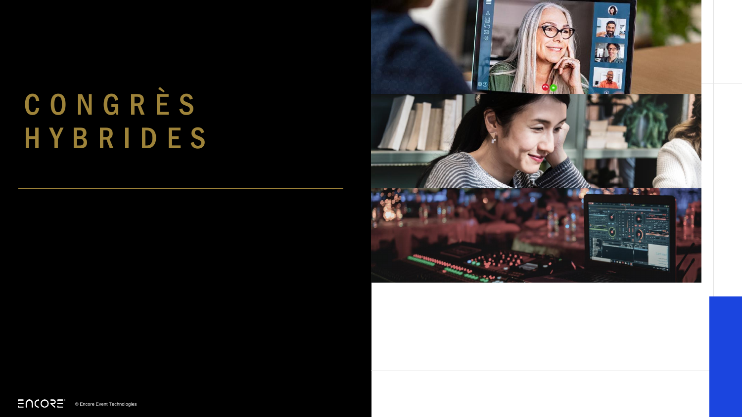# CONGRÈS HYBRIDES

© Encore Event Technologies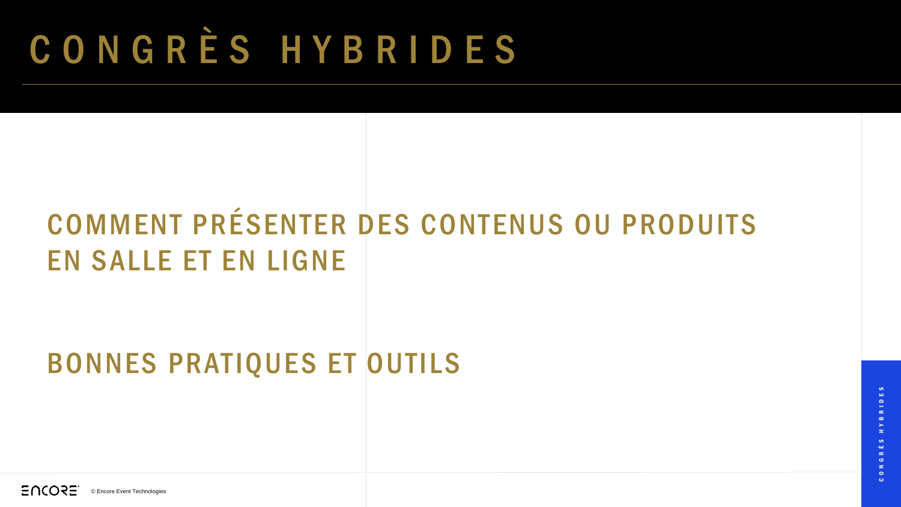# CONGRÈS HYBRIDES

## COMMENT PRÉSENTER DES CONTENUS OU PRODUITS EN SALLE ET EN LIGNE

## BONNES PRATIQUES ET OUTILS

© Encore Event Technologies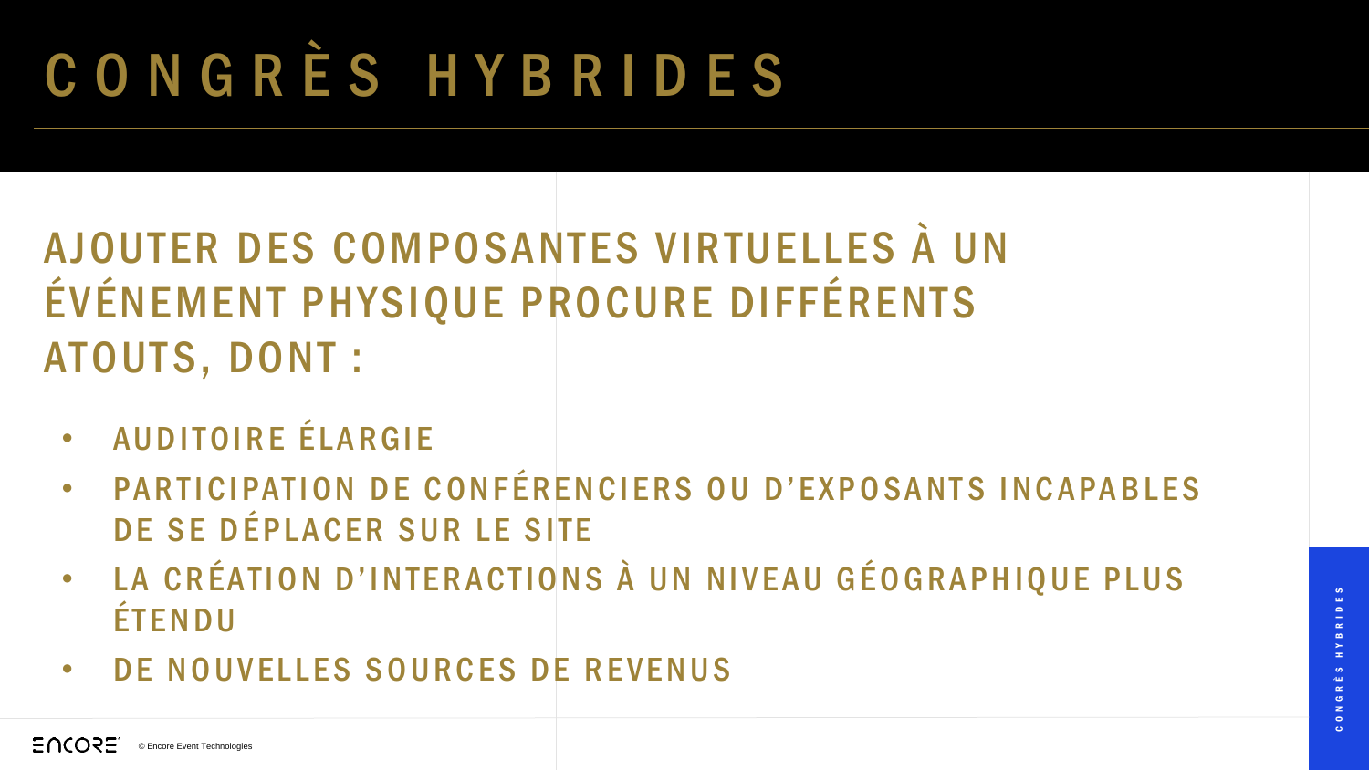# CONGRÈS HYBRIDES

## AJOUTER DES COMPOSANTES VIRTUELLES À UN ÉVÉNEMENT PHYSIQUE PROCURE DIFFÉRENTS ATOUTS, DONT :

- AUDITOIRE ÉLARGIE
- PARTICIPATION DE CONFÉRENCIERS OU D'EXPOSANTS INCAPABLES DE SE DÉPLACER SUR LE SITE
- LA CRÉATION D'INTERACTIONS À UN NIVEAU GÉOGRAPHIQUE PLUS ÉTENDU
- DE NOUVELLES SOURCES DE REVENUS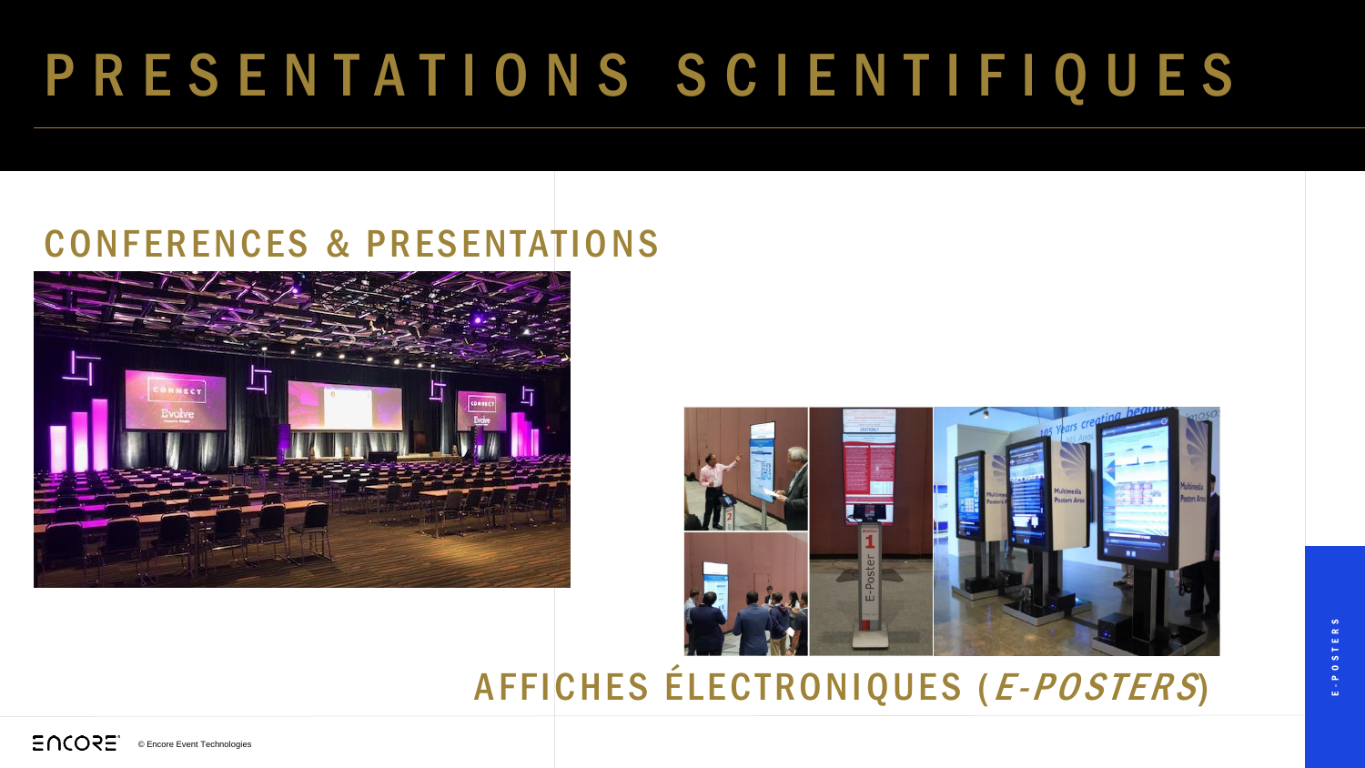# PRESENTATIONS SCIENTIFIQUES

## CONFERENCES & PRESENTATIONS

## AFFICHES ÉLECTRONIQUES (*E-POSTERS*)

E-POSTERS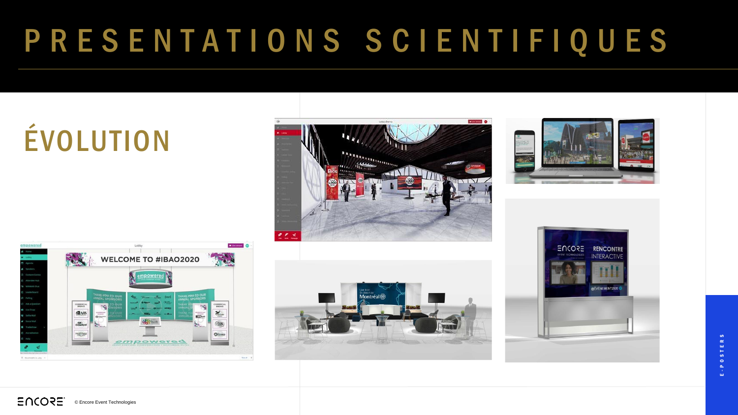# PRESENTATIONS SCIENTIFIQUES

## ÉVOLUTION

E-POSTERS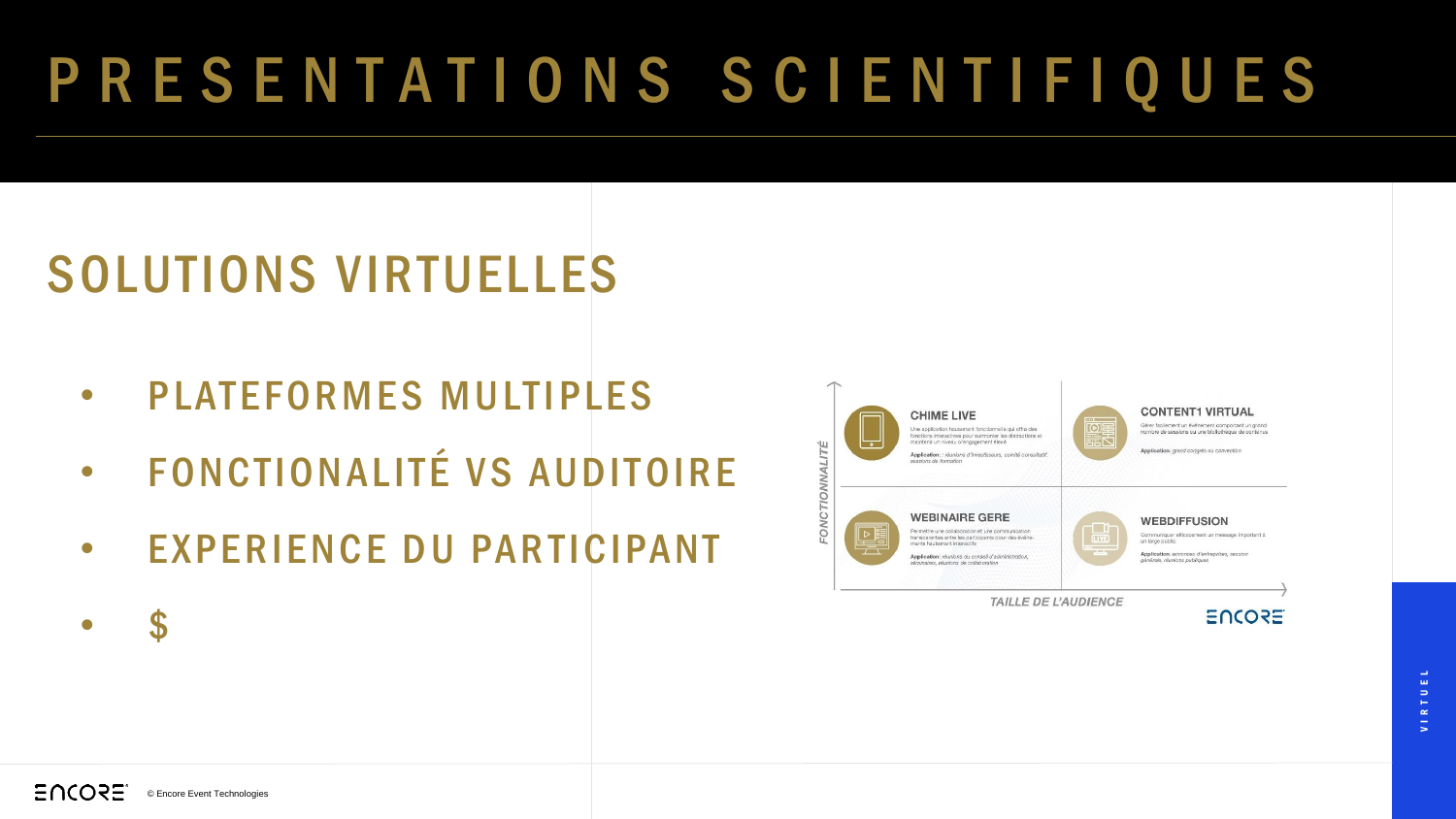# PRESENTATIONS SCIENTIFIQUES

## SOLUTIONS VIRTUELLES

- PLATEFORMES MULTIPLES
- FONCTIONALITÉ VS AUDITOIRE
- EXPERIENCE DU PARTICIPANT
- $

**CHIME LIVE**

Une application hautement fonctionnelle qui offre des fonctions interactives pour surmonter les distractions et maintenir un niveau d'engagement élevé

*Application : réunions d'investisseurs, comité consultatif, sessions de formation*

**CONTENT1 VIRTUAL**

Gérer facilement un événement comportant un grand nombre de sessions ou une bibliothèque de contenus

*Application: grand congrès ou convention*

**WEBINAIRE GERE**

Permettre une collaboration et une communication transparentes entre les participants pour des événements hautement interactifs

*Application: réunions du conseil d'administration, séminaires, réunions de collaboration*

**WEBDIFFUSION**

Communiquer efficacement un message important à un large public

*Application: annonces d'entreprises, session générale, réunions publiques*

FONCTIONNALITÉ

TAILLE DE L'AUDIENCE

ENCORE

VIRTUEL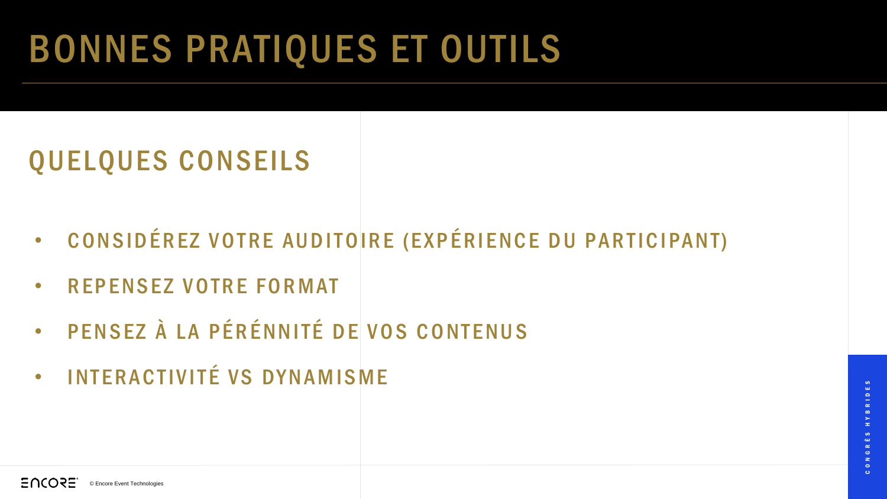# BONNES PRATIQUES ET OUTILS

## QUELQUES CONSEILS

- CONSIDÉREZ VOTRE AUDITOIRE (EXPÉRIENCE DU PARTICIPANT)
- REPENSEZ VOTRE FORMAT
- PENSEZ À LA PÉRÉNNITÉ DE VOS CONTENUS
- INTERACTIVITÉ VS DYNAMISME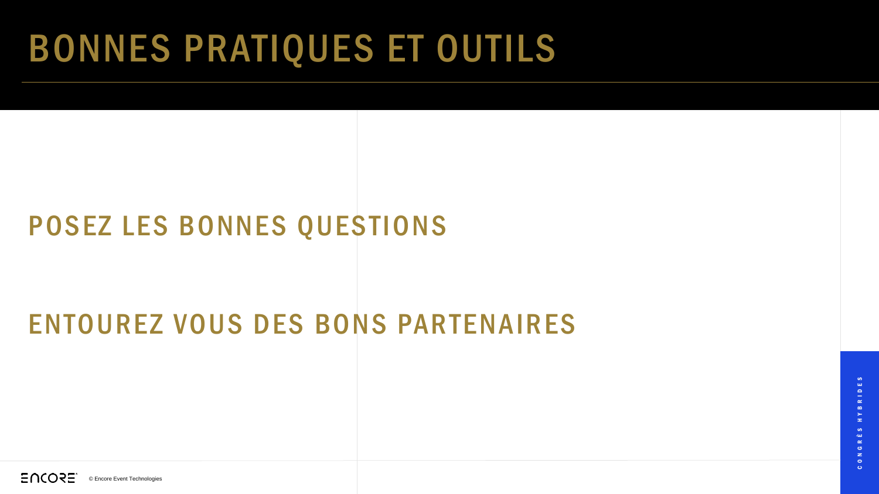# BONNES PRATIQUES ET OUTILS

## POSEZ LES BONNES QUESTIONS

## ENTOUREZ VOUS DES BONS PARTENAIRES